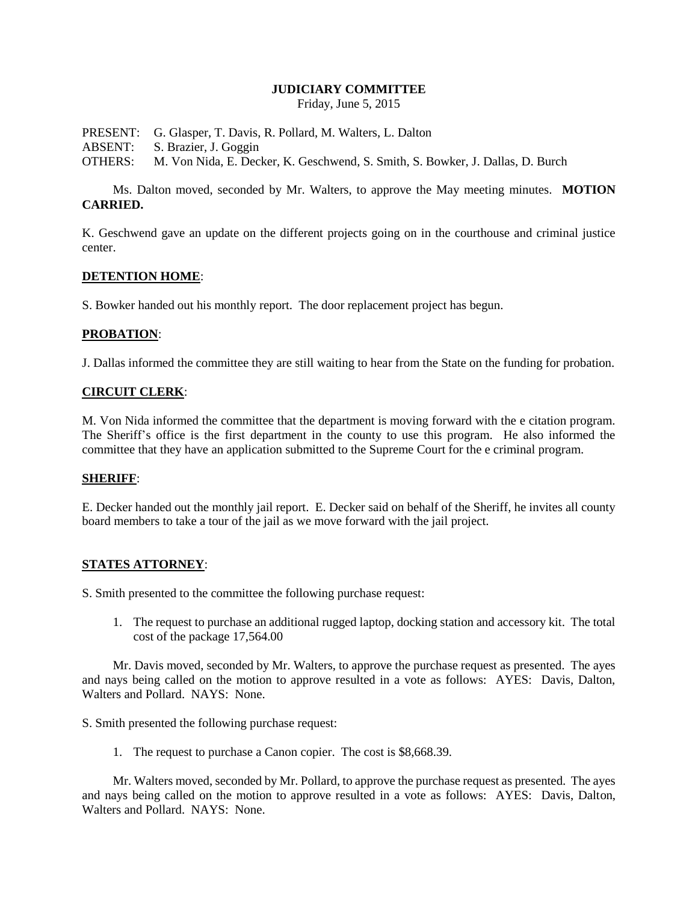**JUDICIARY COMMITTEE**

Friday, June 5, 2015

PRESENT: G. Glasper, T. Davis, R. Pollard, M. Walters, L. Dalton
ABSENT: S. Brazier, J. Goggin
OTHERS: M. Von Nida, E. Decker, K. Geschwend, S. Smith, S. Bowker, J. Dallas, D. Burch

Ms. Dalton moved, seconded by Mr. Walters, to approve the May meeting minutes. **MOTION CARRIED.**

K. Geschwend gave an update on the different projects going on in the courthouse and criminal justice center.

**DETENTION HOME**:

S. Bowker handed out his monthly report. The door replacement project has begun.

**PROBATION**:

J. Dallas informed the committee they are still waiting to hear from the State on the funding for probation.

**CIRCUIT CLERK**:

M. Von Nida informed the committee that the department is moving forward with the e citation program. The Sheriff's office is the first department in the county to use this program. He also informed the committee that they have an application submitted to the Supreme Court for the e criminal program.

**SHERIFF**:

E. Decker handed out the monthly jail report. E. Decker said on behalf of the Sheriff, he invites all county board members to take a tour of the jail as we move forward with the jail project.

**STATES ATTORNEY**:

S. Smith presented to the committee the following purchase request:

1. The request to purchase an additional rugged laptop, docking station and accessory kit. The total cost of the package 17,564.00

Mr. Davis moved, seconded by Mr. Walters, to approve the purchase request as presented. The ayes and nays being called on the motion to approve resulted in a vote as follows: AYES: Davis, Dalton, Walters and Pollard. NAYS: None.

S. Smith presented the following purchase request:

1. The request to purchase a Canon copier. The cost is $8,668.39.

Mr. Walters moved, seconded by Mr. Pollard, to approve the purchase request as presented. The ayes and nays being called on the motion to approve resulted in a vote as follows: AYES: Davis, Dalton, Walters and Pollard. NAYS: None.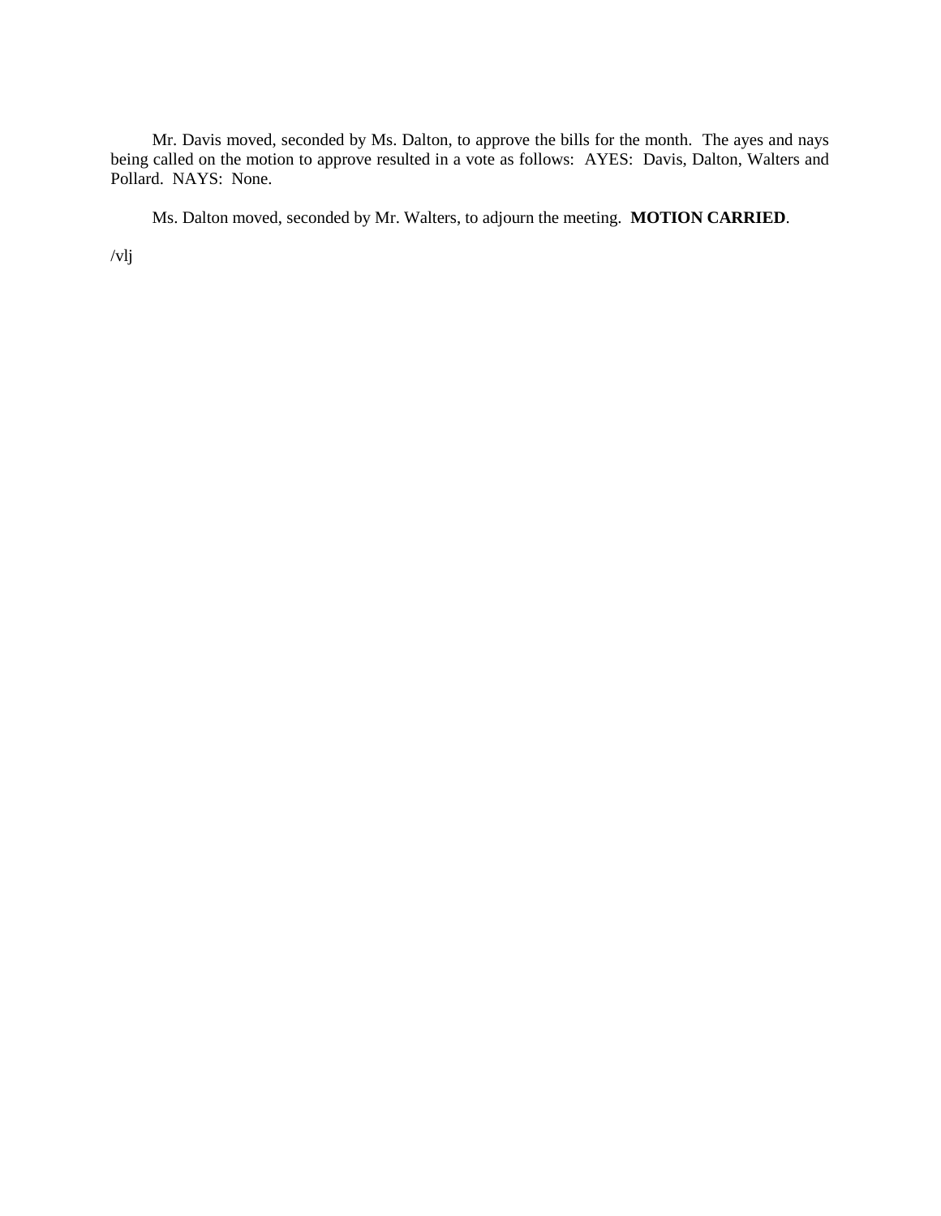Mr. Davis moved, seconded by Ms. Dalton, to approve the bills for the month. The ayes and nays being called on the motion to approve resulted in a vote as follows: AYES: Davis, Dalton, Walters and Pollard. NAYS: None.

Ms. Dalton moved, seconded by Mr. Walters, to adjourn the meeting. **MOTION CARRIED**.

/vlj